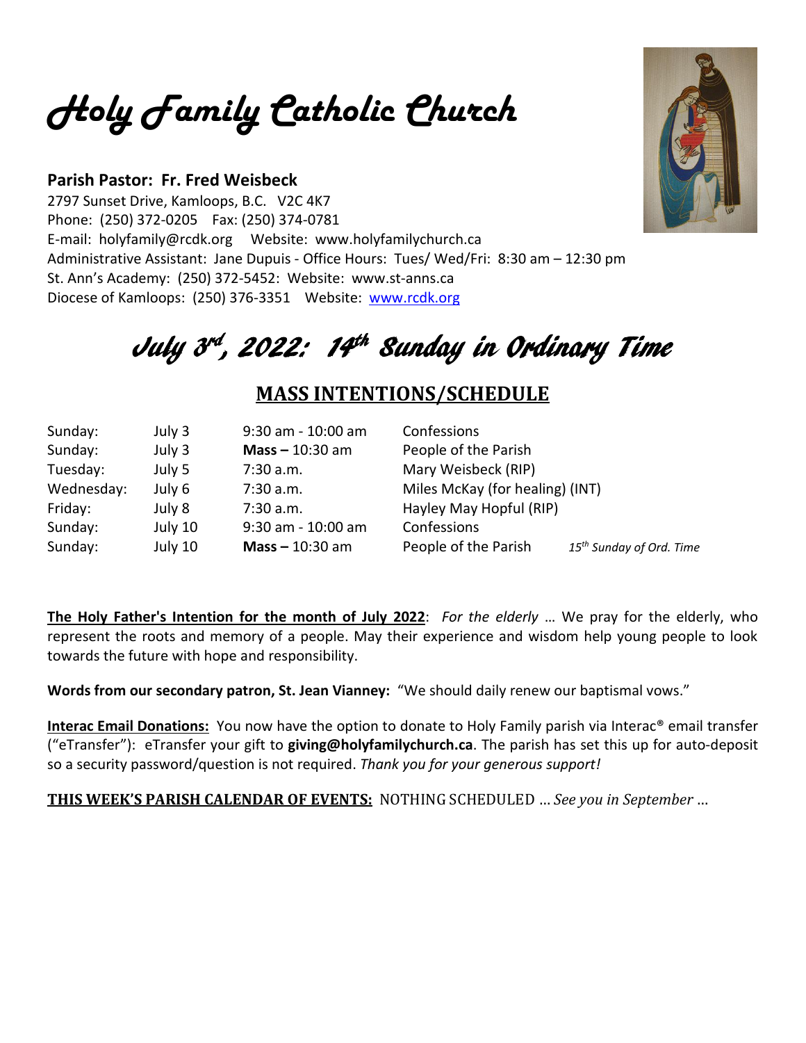# Holy Family Catholic Church

**Parish Pastor: Fr. Fred Weisbeck**
2797 Sunset Drive, Kamloops, B.C. V2C 4K7
Phone: (250) 372-0205 Fax: (250) 374-0781
E-mail: holyfamily@rcdk.org Website: www.holyfamilychurch.ca
Administrative Assistant: Jane Dupuis - Office Hours: Tues/ Wed/Fri: 8:30 am – 12:30 pm
St. Ann's Academy: (250) 372-5452: Website: www.st-anns.ca
Diocese of Kamloops: (250) 376-3351 Website: www.rcdk.org

# July 3rd, 2022: 14th Sunday in Ordinary Time

## MASS INTENTIONS/SCHEDULE

| | | | | |
|---|---|---|---|---|
| Sunday: | July 3 | 9:30 am - 10:00 am | Confessions | |
| Sunday: | July 3 | **Mass –** 10:30 am | People of the Parish | |
| Tuesday: | July 5 | 7:30 a.m. | Mary Weisbeck (RIP) | |
| Wednesday: | July 6 | 7:30 a.m. | Miles McKay (for healing) (INT) | |
| Friday: | July 8 | 7:30 a.m. | Hayley May Hopful (RIP) | |
| Sunday: | July 10 | 9:30 am - 10:00 am | Confessions | |
| Sunday: | July 10 | **Mass –** 10:30 am | People of the Parish | *15th Sunday of Ord. Time* |

**The Holy Father's Intention for the month of July 2022**: *For the elderly* … We pray for the elderly, who represent the roots and memory of a people. May their experience and wisdom help young people to look towards the future with hope and responsibility.

**Words from our secondary patron, St. Jean Vianney:** "We should daily renew our baptismal vows."

**Interac Email Donations:** You now have the option to donate to Holy Family parish via Interac® email transfer ("eTransfer"): eTransfer your gift to **giving@holyfamilychurch.ca**. The parish has set this up for auto-deposit so a security password/question is not required. *Thank you for your generous support!*

**THIS WEEK'S PARISH CALENDAR OF EVENTS:** NOTHING SCHEDULED … *See you in September* …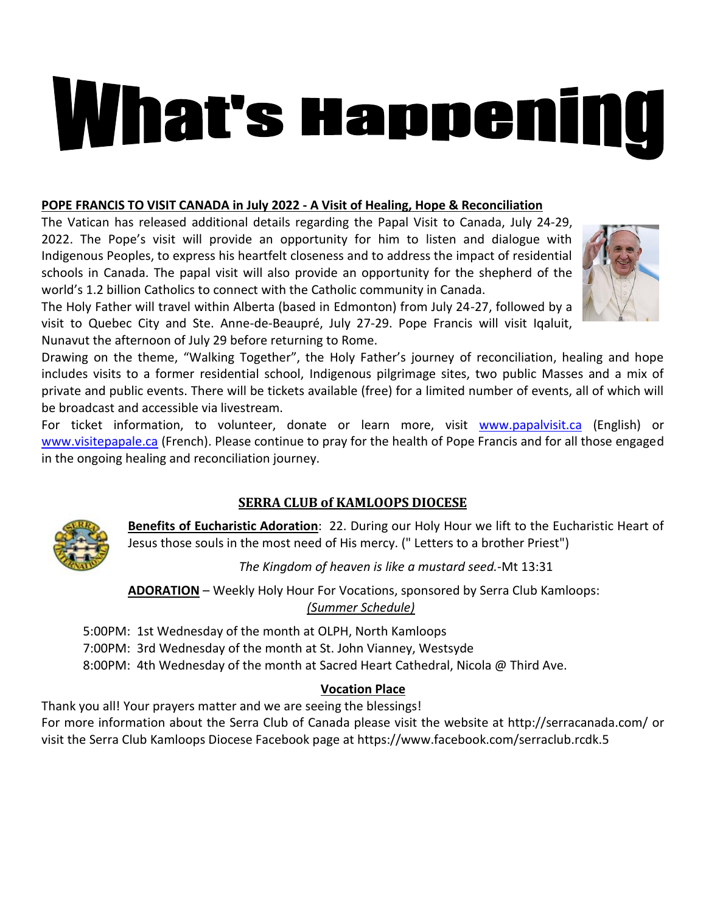# What's Happening

**POPE FRANCIS TO VISIT CANADA in July 2022 - A Visit of Healing, Hope & Reconciliation**

The Vatican has released additional details regarding the Papal Visit to Canada, July 24-29, 2022. The Pope's visit will provide an opportunity for him to listen and dialogue with Indigenous Peoples, to express his heartfelt closeness and to address the impact of residential schools in Canada. The papal visit will also provide an opportunity for the shepherd of the world's 1.2 billion Catholics to connect with the Catholic community in Canada.

The Holy Father will travel within Alberta (based in Edmonton) from July 24-27, followed by a visit to Quebec City and Ste. Anne-de-Beaupré, July 27-29. Pope Francis will visit Iqaluit, Nunavut the afternoon of July 29 before returning to Rome.

Drawing on the theme, "Walking Together", the Holy Father's journey of reconciliation, healing and hope includes visits to a former residential school, Indigenous pilgrimage sites, two public Masses and a mix of private and public events. There will be tickets available (free) for a limited number of events, all of which will be broadcast and accessible via livestream.

For ticket information, to volunteer, donate or learn more, visit www.papalvisit.ca (English) or www.visitepapale.ca (French). Please continue to pray for the health of Pope Francis and for all those engaged in the ongoing healing and reconciliation journey.

## SERRA CLUB of KAMLOOPS DIOCESE

**Benefits of Eucharistic Adoration**: 22. During our Holy Hour we lift to the Eucharistic Heart of Jesus those souls in the most need of His mercy. (" Letters to a brother Priest")

*The Kingdom of heaven is like a mustard seed.*-Mt 13:31

**ADORATION** – Weekly Holy Hour For Vocations, sponsored by Serra Club Kamloops:
*(Summer Schedule)*

5:00PM: 1st Wednesday of the month at OLPH, North Kamloops
7:00PM: 3rd Wednesday of the month at St. John Vianney, Westsyde
8:00PM: 4th Wednesday of the month at Sacred Heart Cathedral, Nicola @ Third Ave.

**Vocation Place**

Thank you all! Your prayers matter and we are seeing the blessings!
For more information about the Serra Club of Canada please visit the website at http://serracanada.com/ or visit the Serra Club Kamloops Diocese Facebook page at https://www.facebook.com/serraclub.rcdk.5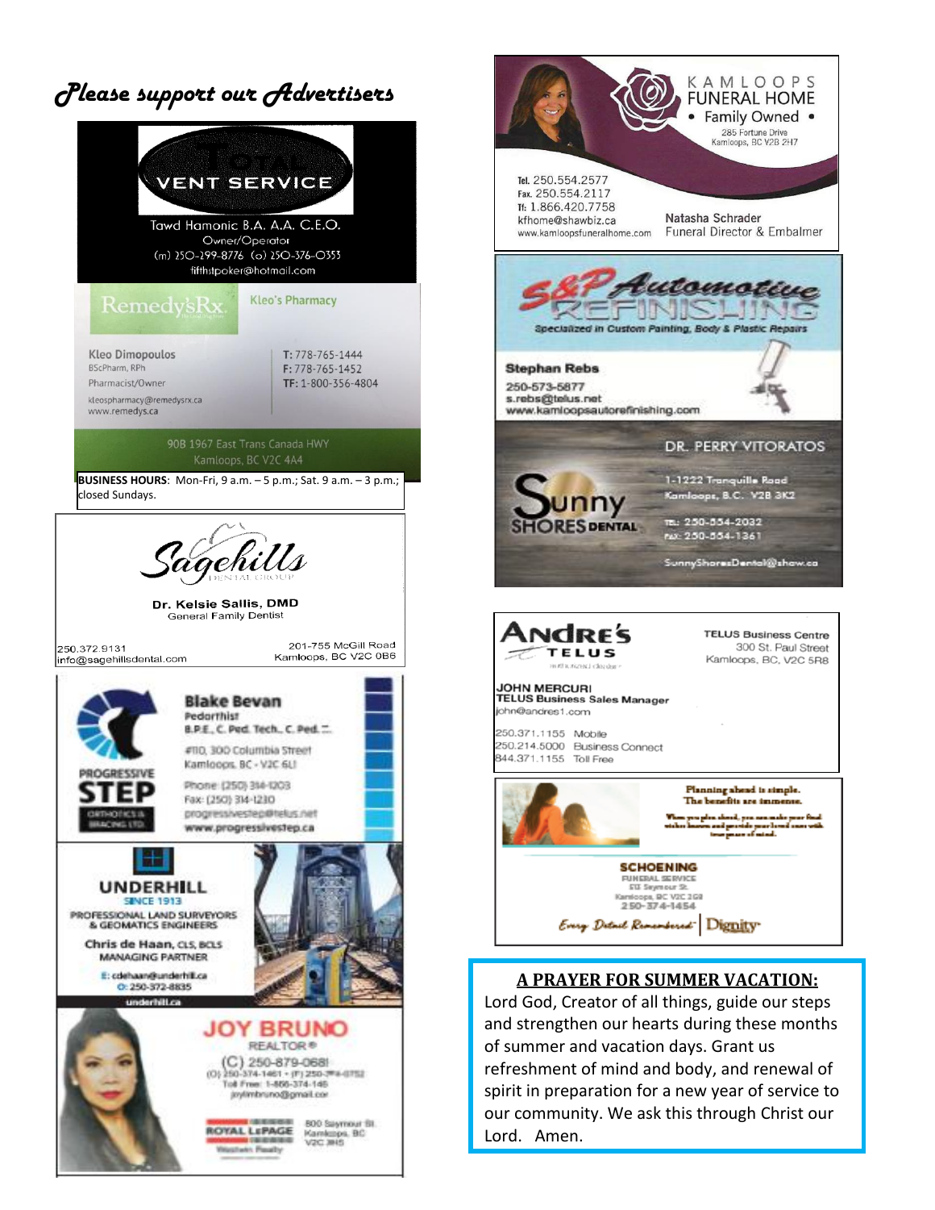# *Please support our Advertisers*

**TOTAL VENT SERVICE**

Tawd Hamonic B.A. A.A. C.E.O.
Owner/Operator
(m) 250-299-8776 (o) 250-376-0353
fifthstpoker@hotmail.com

**RemedysRx.** Kleo's Pharmacy

Kleo Dimopoulos
BScPharm, RPh
Pharmacist/Owner
kleospharmacy@remedysrx.ca
www.remedys.ca

T: 778-765-1444
F: 778-765-1452
TF: 1-800-356-4804

90B 1967 East Trans Canada HWY
Kamloops, BC V2C 4A4

**BUSINESS HOURS**: Mon-Fri, 9 a.m. – 5 p.m.; Sat. 9 a.m. – 3 p.m.; closed Sundays.

**Sagehills** DENTAL GROUP

**Dr. Kelsie Sallis, DMD**
General Family Dentist

250.372.9131
info@sagehillsdental.com

201-755 McGill Road
Kamloops, BC V2C 0B6

**PROGRESSIVE STEP** ORTHOTICS & BRACING LTD.

**Blake Bevan**
Pedorthist
B.P.E., C. Ped. Tech., C. Ped. ...
#110, 300 Columbia Street
Kamloops, BC - V2C 6L1
Phone: (250) 314-1203
Fax: (250) 314-1230
progressivestep@telus.net
www.progressivestep.ca

**UNDERHILL**
SINCE 1913
PROFESSIONAL LAND SURVEYORS & GEOMATICS ENGINEERS

Chris de Haan, CLS, BCLS
MANAGING PARTNER
E: cdehaan@underhill.ca
O: 250-372-8835
underhill.ca

**JOY BRUNO**
REALTOR®
(C) 250-879-0681
(O) 250-374-1461 • (F) 250-374-0752
Toll Free: 1-866-374-146
joyfmbruno@gmail.com

ROYAL LePAGE Westwin Realty
800 Seymour St.
Kamloops, BC
V2C 2H5

**KAMLOOPS FUNERAL HOME**
• Family Owned •
285 Fortune Drive
Kamloops, BC V2B 2H7

Tel. 250.554.2577
Fax. 250.554.2117
Tf: 1.866.420.7758
kfhome@shawbiz.ca
www.kamloopsfuneralhome.com

Natasha Schrader
Funeral Director & Embalmer

**S&P Automotive REFINISHING**
Specialized in Custom Painting, Body & Plastic Repairs

**Stephan Rebs**
250-573-5877
s.rebs@telus.net
www.kamloopsautorefinishing.com

**Sunny SHORES DENTAL**

DR. PERRY VITORATOS
1-1222 Tranquille Road
Kamloops, B.C. V2B 3K2
TEL: 250-554-2032
FAX: 250-554-1361
SunnyShoresDental@shaw.ca

**ANDRE'S TELUS**

TELUS Business Centre
300 St. Paul Street
Kamloops, BC, V2C 5R8

**JOHN MERCURI**
**TELUS Business Sales Manager**
john@andres1.com

250.371.1155 Mobile
250.214.5000 Business Connect
844.371.1155 Toll Free

**Planning ahead is simple. The benefits are immense.**

When you plan ahead, you can make your final wishes known and provide your loved ones with true peace of mind.

**SCHOENING**
FUNERAL SERVICE
513 Seymour St.
Kamloops, BC V2C 2G8
250-374-1454

*Every Detail Remembered* | Dignity

## A PRAYER FOR SUMMER VACATION:

Lord God, Creator of all things, guide our steps and strengthen our hearts during these months of summer and vacation days. Grant us refreshment of mind and body, and renewal of spirit in preparation for a new year of service to our community. We ask this through Christ our Lord. Amen.